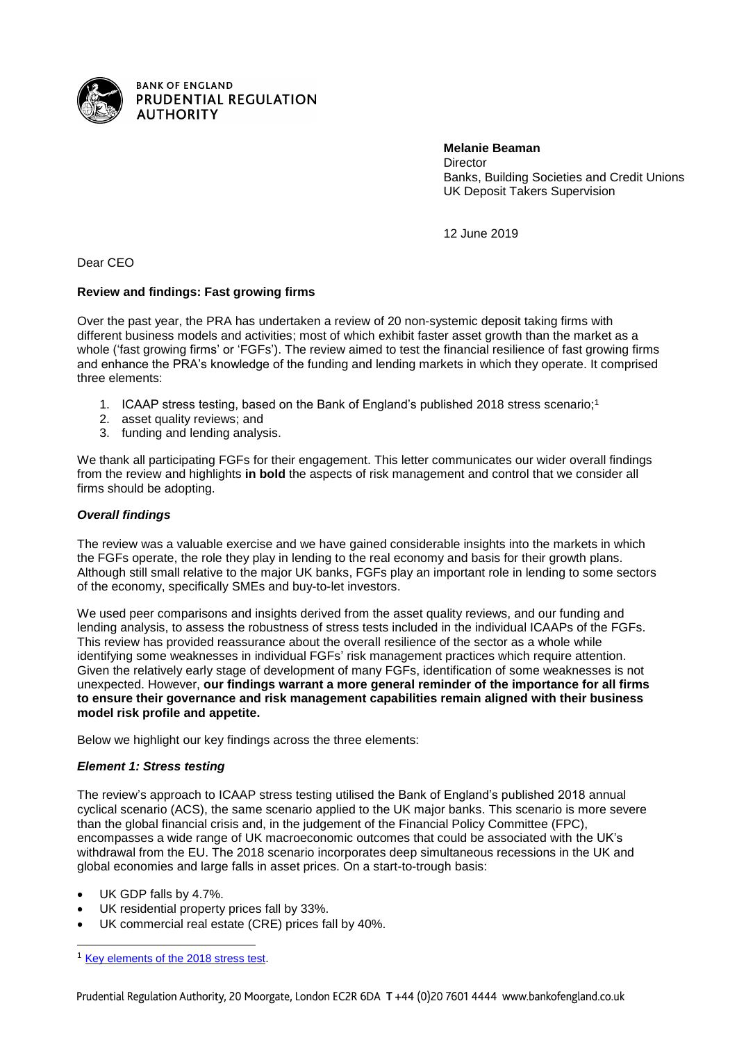BANK OF ENGLAND
PRUDENTIAL REGULATION AUTHORITY

**Melanie Beaman**
Director
Banks, Building Societies and Credit Unions
UK Deposit Takers Supervision

12 June 2019

Dear CEO

**Review and findings: Fast growing firms**

Over the past year, the PRA has undertaken a review of 20 non-systemic deposit taking firms with different business models and activities; most of which exhibit faster asset growth than the market as a whole ('fast growing firms' or 'FGFs'). The review aimed to test the financial resilience of fast growing firms and enhance the PRA's knowledge of the funding and lending markets in which they operate. It comprised three elements:

1. ICAAP stress testing, based on the Bank of England's published 2018 stress scenario;[1]
2. asset quality reviews; and
3. funding and lending analysis.

We thank all participating FGFs for their engagement. This letter communicates our wider overall findings from the review and highlights **in bold** the aspects of risk management and control that we consider all firms should be adopting.

***Overall findings***

The review was a valuable exercise and we have gained considerable insights into the markets in which the FGFs operate, the role they play in lending to the real economy and basis for their growth plans. Although still small relative to the major UK banks, FGFs play an important role in lending to some sectors of the economy, specifically SMEs and buy-to-let investors.

We used peer comparisons and insights derived from the asset quality reviews, and our funding and lending analysis, to assess the robustness of stress tests included in the individual ICAAPs of the FGFs. This review has provided reassurance about the overall resilience of the sector as a whole while identifying some weaknesses in individual FGFs' risk management practices which require attention. Given the relatively early stage of development of many FGFs, identification of some weaknesses is not unexpected. However, **our findings warrant a more general reminder of the importance for all firms to ensure their governance and risk management capabilities remain aligned with their business model risk profile and appetite.**

Below we highlight our key findings across the three elements:

***Element 1: Stress testing***

The review's approach to ICAAP stress testing utilised the Bank of England's published 2018 annual cyclical scenario (ACS), the same scenario applied to the UK major banks. This scenario is more severe than the global financial crisis and, in the judgement of the Financial Policy Committee (FPC), encompasses a wide range of UK macroeconomic outcomes that could be associated with the UK's withdrawal from the EU. The 2018 scenario incorporates deep simultaneous recessions in the UK and global economies and large falls in asset prices. On a start-to-trough basis:

- UK GDP falls by 4.7%.
- UK residential property prices fall by 33%.
- UK commercial real estate (CRE) prices fall by 40%.

[1] Key elements of the 2018 stress test.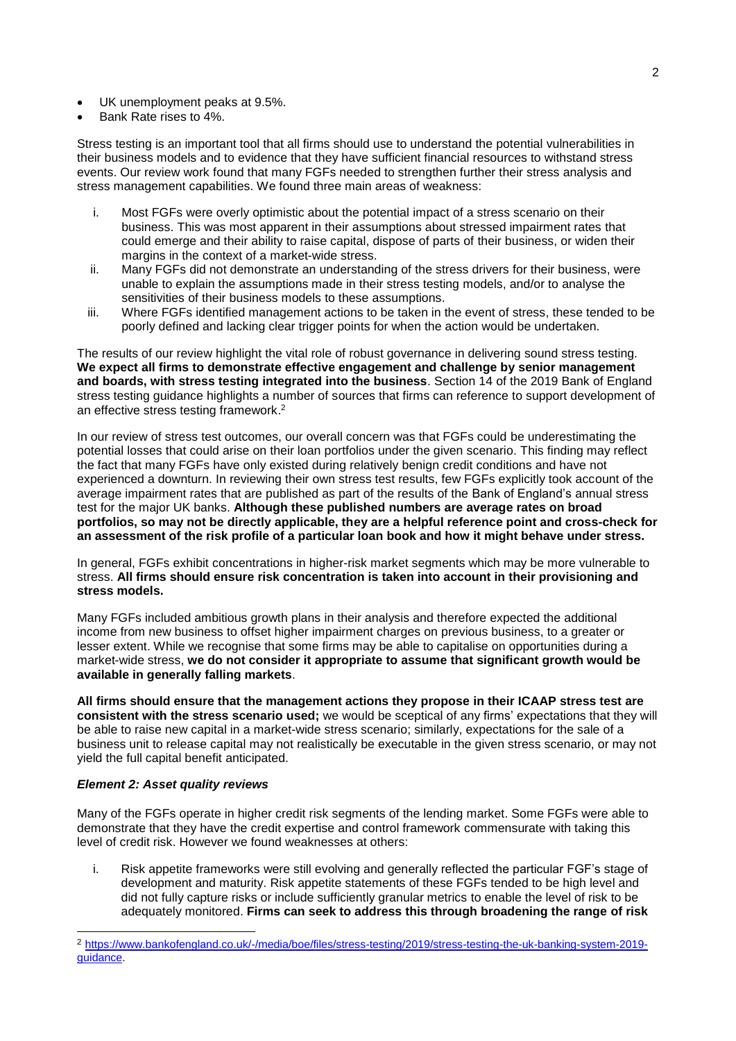- UK unemployment peaks at 9.5%.
- Bank Rate rises to 4%.

Stress testing is an important tool that all firms should use to understand the potential vulnerabilities in their business models and to evidence that they have sufficient financial resources to withstand stress events. Our review work found that many FGFs needed to strengthen further their stress analysis and stress management capabilities. We found three main areas of weakness:

i. Most FGFs were overly optimistic about the potential impact of a stress scenario on their business. This was most apparent in their assumptions about stressed impairment rates that could emerge and their ability to raise capital, dispose of parts of their business, or widen their margins in the context of a market-wide stress.
ii. Many FGFs did not demonstrate an understanding of the stress drivers for their business, were unable to explain the assumptions made in their stress testing models, and/or to analyse the sensitivities of their business models to these assumptions.
iii. Where FGFs identified management actions to be taken in the event of stress, these tended to be poorly defined and lacking clear trigger points for when the action would be undertaken.

The results of our review highlight the vital role of robust governance in delivering sound stress testing. **We expect all firms to demonstrate effective engagement and challenge by senior management and boards, with stress testing integrated into the business**. Section 14 of the 2019 Bank of England stress testing guidance highlights a number of sources that firms can reference to support development of an effective stress testing framework.[2]

In our review of stress test outcomes, our overall concern was that FGFs could be underestimating the potential losses that could arise on their loan portfolios under the given scenario. This finding may reflect the fact that many FGFs have only existed during relatively benign credit conditions and have not experienced a downturn. In reviewing their own stress test results, few FGFs explicitly took account of the average impairment rates that are published as part of the results of the Bank of England's annual stress test for the major UK banks. **Although these published numbers are average rates on broad portfolios, so may not be directly applicable, they are a helpful reference point and cross-check for an assessment of the risk profile of a particular loan book and how it might behave under stress.**

In general, FGFs exhibit concentrations in higher-risk market segments which may be more vulnerable to stress. **All firms should ensure risk concentration is taken into account in their provisioning and stress models.**

Many FGFs included ambitious growth plans in their analysis and therefore expected the additional income from new business to offset higher impairment charges on previous business, to a greater or lesser extent. While we recognise that some firms may be able to capitalise on opportunities during a market-wide stress, **we do not consider it appropriate to assume that significant growth would be available in generally falling markets**.

**All firms should ensure that the management actions they propose in their ICAAP stress test are consistent with the stress scenario used;** we would be sceptical of any firms' expectations that they will be able to raise new capital in a market-wide stress scenario; similarly, expectations for the sale of a business unit to release capital may not realistically be executable in the given stress scenario, or may not yield the full capital benefit anticipated.

### *Element 2: Asset quality reviews*

Many of the FGFs operate in higher credit risk segments of the lending market. Some FGFs were able to demonstrate that they have the credit expertise and control framework commensurate with taking this level of credit risk. However we found weaknesses at others:

i. Risk appetite frameworks were still evolving and generally reflected the particular FGF's stage of development and maturity. Risk appetite statements of these FGFs tended to be high level and did not fully capture risks or include sufficiently granular metrics to enable the level of risk to be adequately monitored. **Firms can seek to address this through broadening the range of risk**

[2] https://www.bankofengland.co.uk/-/media/boe/files/stress-testing/2019/stress-testing-the-uk-banking-system-2019-guidance.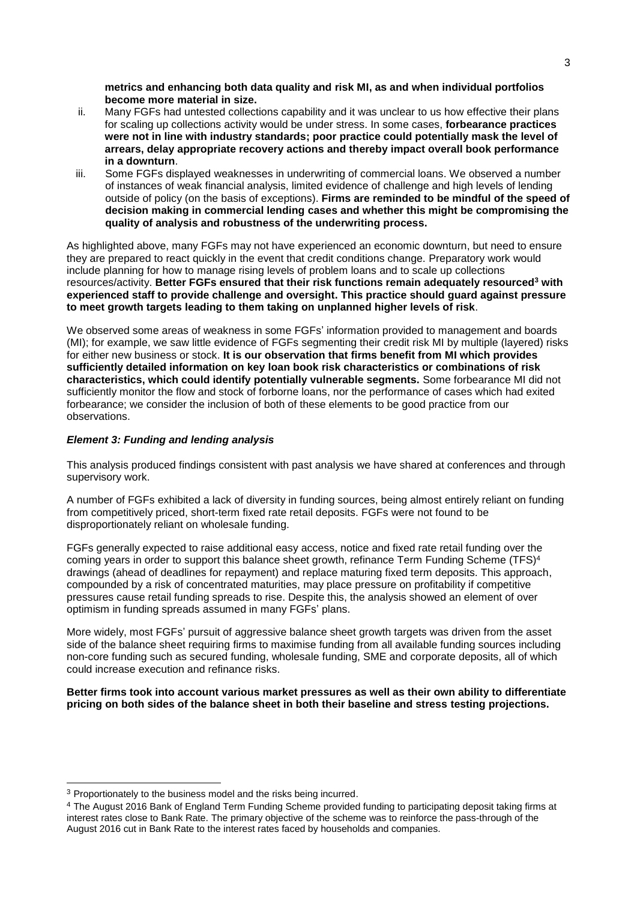**metrics and enhancing both data quality and risk MI, as and when individual portfolios become more material in size.**

ii. Many FGFs had untested collections capability and it was unclear to us how effective their plans for scaling up collections activity would be under stress. In some cases, **forbearance practices were not in line with industry standards; poor practice could potentially mask the level of arrears, delay appropriate recovery actions and thereby impact overall book performance in a downturn**.

iii. Some FGFs displayed weaknesses in underwriting of commercial loans. We observed a number of instances of weak financial analysis, limited evidence of challenge and high levels of lending outside of policy (on the basis of exceptions). **Firms are reminded to be mindful of the speed of decision making in commercial lending cases and whether this might be compromising the quality of analysis and robustness of the underwriting process.**

As highlighted above, many FGFs may not have experienced an economic downturn, but need to ensure they are prepared to react quickly in the event that credit conditions change. Preparatory work would include planning for how to manage rising levels of problem loans and to scale up collections resources/activity. **Better FGFs ensured that their risk functions remain adequately resourced[3] with experienced staff to provide challenge and oversight. This practice should guard against pressure to meet growth targets leading to them taking on unplanned higher levels of risk**.

We observed some areas of weakness in some FGFs' information provided to management and boards (MI); for example, we saw little evidence of FGFs segmenting their credit risk MI by multiple (layered) risks for either new business or stock. **It is our observation that firms benefit from MI which provides sufficiently detailed information on key loan book risk characteristics or combinations of risk characteristics, which could identify potentially vulnerable segments.** Some forbearance MI did not sufficiently monitor the flow and stock of forborne loans, nor the performance of cases which had exited forbearance; we consider the inclusion of both of these elements to be good practice from our observations.

### *Element 3: Funding and lending analysis*

This analysis produced findings consistent with past analysis we have shared at conferences and through supervisory work.

A number of FGFs exhibited a lack of diversity in funding sources, being almost entirely reliant on funding from competitively priced, short-term fixed rate retail deposits. FGFs were not found to be disproportionately reliant on wholesale funding.

FGFs generally expected to raise additional easy access, notice and fixed rate retail funding over the coming years in order to support this balance sheet growth, refinance Term Funding Scheme (TFS)[4] drawings (ahead of deadlines for repayment) and replace maturing fixed term deposits. This approach, compounded by a risk of concentrated maturities, may place pressure on profitability if competitive pressures cause retail funding spreads to rise. Despite this, the analysis showed an element of over optimism in funding spreads assumed in many FGFs' plans.

More widely, most FGFs' pursuit of aggressive balance sheet growth targets was driven from the asset side of the balance sheet requiring firms to maximise funding from all available funding sources including non-core funding such as secured funding, wholesale funding, SME and corporate deposits, all of which could increase execution and refinance risks.

**Better firms took into account various market pressures as well as their own ability to differentiate pricing on both sides of the balance sheet in both their baseline and stress testing projections.**

---

[3] Proportionately to the business model and the risks being incurred.

[4] The August 2016 Bank of England Term Funding Scheme provided funding to participating deposit taking firms at interest rates close to Bank Rate. The primary objective of the scheme was to reinforce the pass-through of the August 2016 cut in Bank Rate to the interest rates faced by households and companies.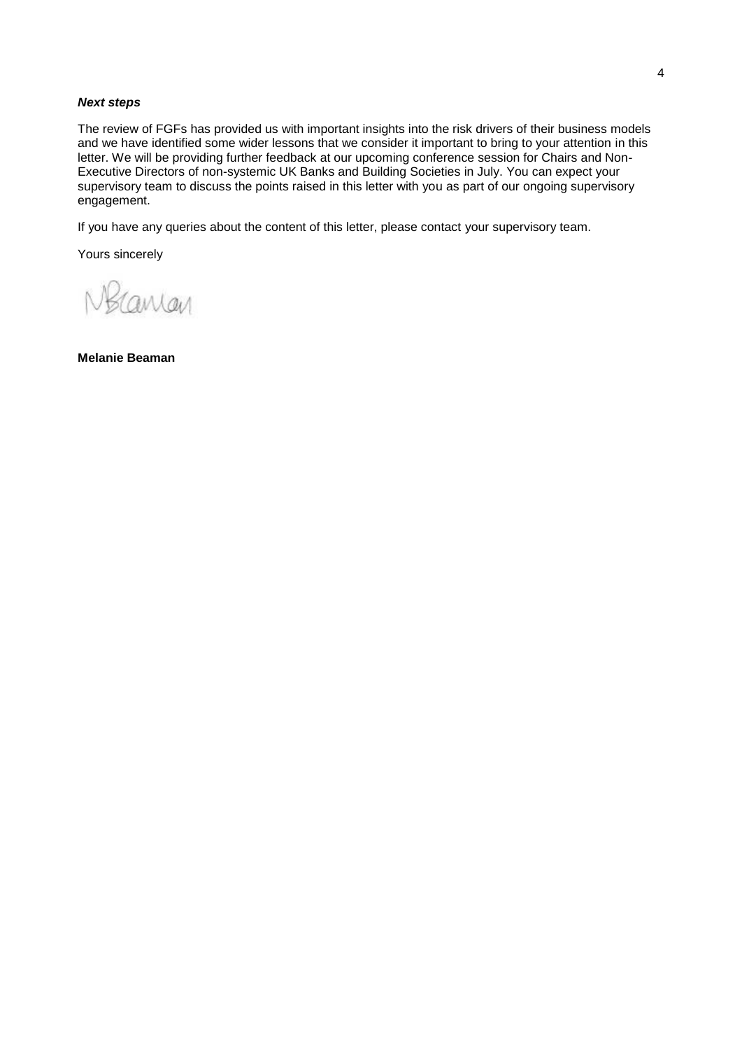***Next steps***

The review of FGFs has provided us with important insights into the risk drivers of their business models and we have identified some wider lessons that we consider it important to bring to your attention in this letter. We will be providing further feedback at our upcoming conference session for Chairs and Non-Executive Directors of non-systemic UK Banks and Building Societies in July. You can expect your supervisory team to discuss the points raised in this letter with you as part of our ongoing supervisory engagement.

If you have any queries about the content of this letter, please contact your supervisory team.

Yours sincerely

**Melanie Beaman**